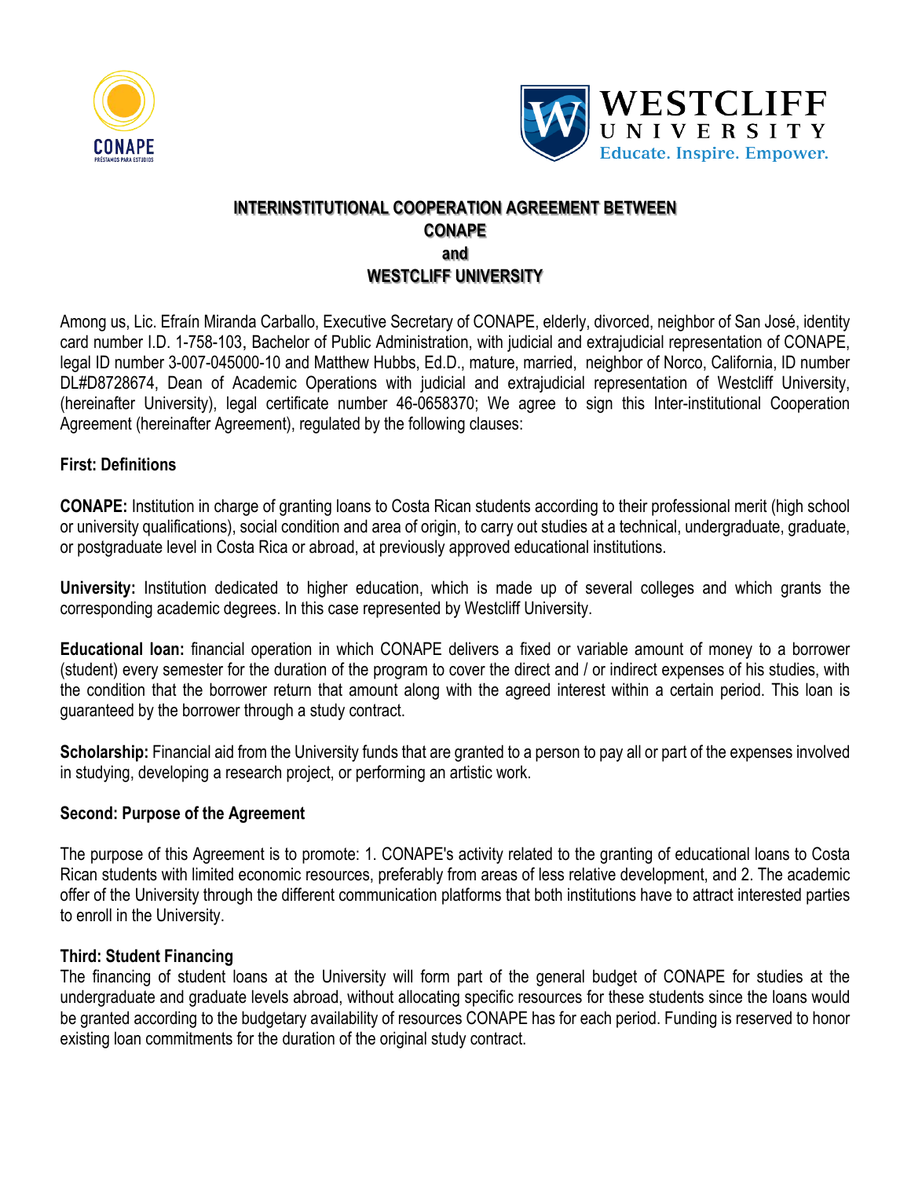# INTERINSTITUTIONAL COOPERATION AGREEMENT BETWEEN CONAPE and WESTCLIFF UNIVERSITY

Among us, Lic. Efraín Miranda Carballo, Executive Secretary of CONAPE, elderly, divorced, neighbor of San José, identity card number I.D. 1-758-103, Bachelor of Public Administration, with judicial and extrajudicial representation of CONAPE, legal ID number 3-007-045000-10 and Matthew Hubbs, Ed.D., mature, married, neighbor of Norco, California, ID number DL#D8728674, Dean of Academic Operations with judicial and extrajudicial representation of Westcliff University, (hereinafter University), legal certificate number 46-0658370; We agree to sign this Inter-institutional Cooperation Agreement (hereinafter Agreement), regulated by the following clauses:

## First: Definitions

**CONAPE:** Institution in charge of granting loans to Costa Rican students according to their professional merit (high school or university qualifications), social condition and area of origin, to carry out studies at a technical, undergraduate, graduate, or postgraduate level in Costa Rica or abroad, at previously approved educational institutions.

**University:** Institution dedicated to higher education, which is made up of several colleges and which grants the corresponding academic degrees. In this case represented by Westcliff University.

**Educational loan:** financial operation in which CONAPE delivers a fixed or variable amount of money to a borrower (student) every semester for the duration of the program to cover the direct and / or indirect expenses of his studies, with the condition that the borrower return that amount along with the agreed interest within a certain period. This loan is guaranteed by the borrower through a study contract.

**Scholarship:** Financial aid from the University funds that are granted to a person to pay all or part of the expenses involved in studying, developing a research project, or performing an artistic work.

## Second: Purpose of the Agreement

The purpose of this Agreement is to promote: 1. CONAPE's activity related to the granting of educational loans to Costa Rican students with limited economic resources, preferably from areas of less relative development, and 2. The academic offer of the University through the different communication platforms that both institutions have to attract interested parties to enroll in the University.

## Third: Student Financing

The financing of student loans at the University will form part of the general budget of CONAPE for studies at the undergraduate and graduate levels abroad, without allocating specific resources for these students since the loans would be granted according to the budgetary availability of resources CONAPE has for each period. Funding is reserved to honor existing loan commitments for the duration of the original study contract.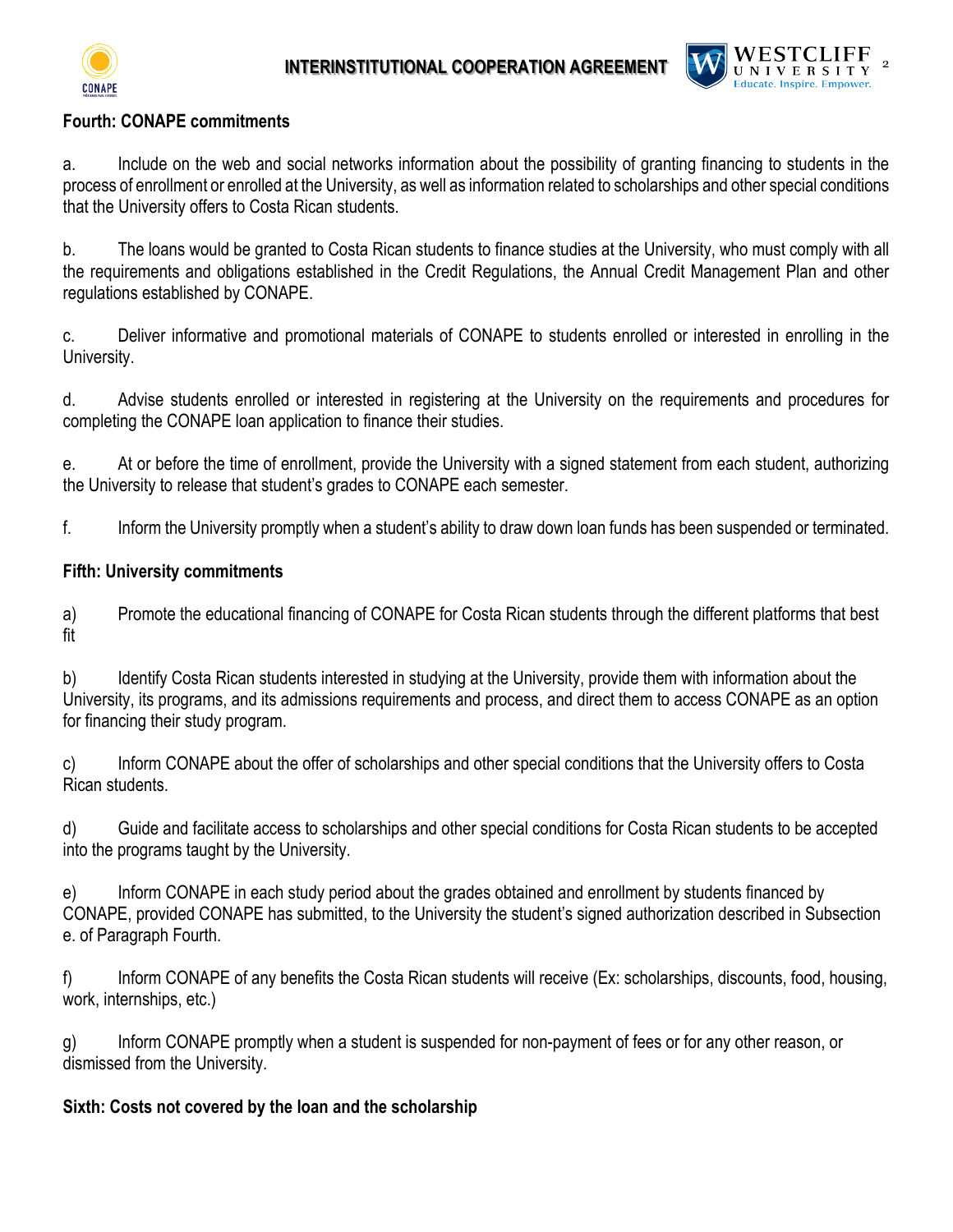**Fourth: CONAPE commitments**

a. Include on the web and social networks information about the possibility of granting financing to students in the process of enrollment or enrolled at the University, as well as information related to scholarships and other special conditions that the University offers to Costa Rican students.

b. The loans would be granted to Costa Rican students to finance studies at the University, who must comply with all the requirements and obligations established in the Credit Regulations, the Annual Credit Management Plan and other regulations established by CONAPE.

c. Deliver informative and promotional materials of CONAPE to students enrolled or interested in enrolling in the University.

d. Advise students enrolled or interested in registering at the University on the requirements and procedures for completing the CONAPE loan application to finance their studies.

e. At or before the time of enrollment, provide the University with a signed statement from each student, authorizing the University to release that student's grades to CONAPE each semester.

f. Inform the University promptly when a student's ability to draw down loan funds has been suspended or terminated.

**Fifth: University commitments**

a) Promote the educational financing of CONAPE for Costa Rican students through the different platforms that best fit

b) Identify Costa Rican students interested in studying at the University, provide them with information about the University, its programs, and its admissions requirements and process, and direct them to access CONAPE as an option for financing their study program.

c) Inform CONAPE about the offer of scholarships and other special conditions that the University offers to Costa Rican students.

d) Guide and facilitate access to scholarships and other special conditions for Costa Rican students to be accepted into the programs taught by the University.

e) Inform CONAPE in each study period about the grades obtained and enrollment by students financed by CONAPE, provided CONAPE has submitted, to the University the student's signed authorization described in Subsection e. of Paragraph Fourth.

f) Inform CONAPE of any benefits the Costa Rican students will receive (Ex: scholarships, discounts, food, housing, work, internships, etc.)

g) Inform CONAPE promptly when a student is suspended for non-payment of fees or for any other reason, or dismissed from the University.

**Sixth: Costs not covered by the loan and the scholarship**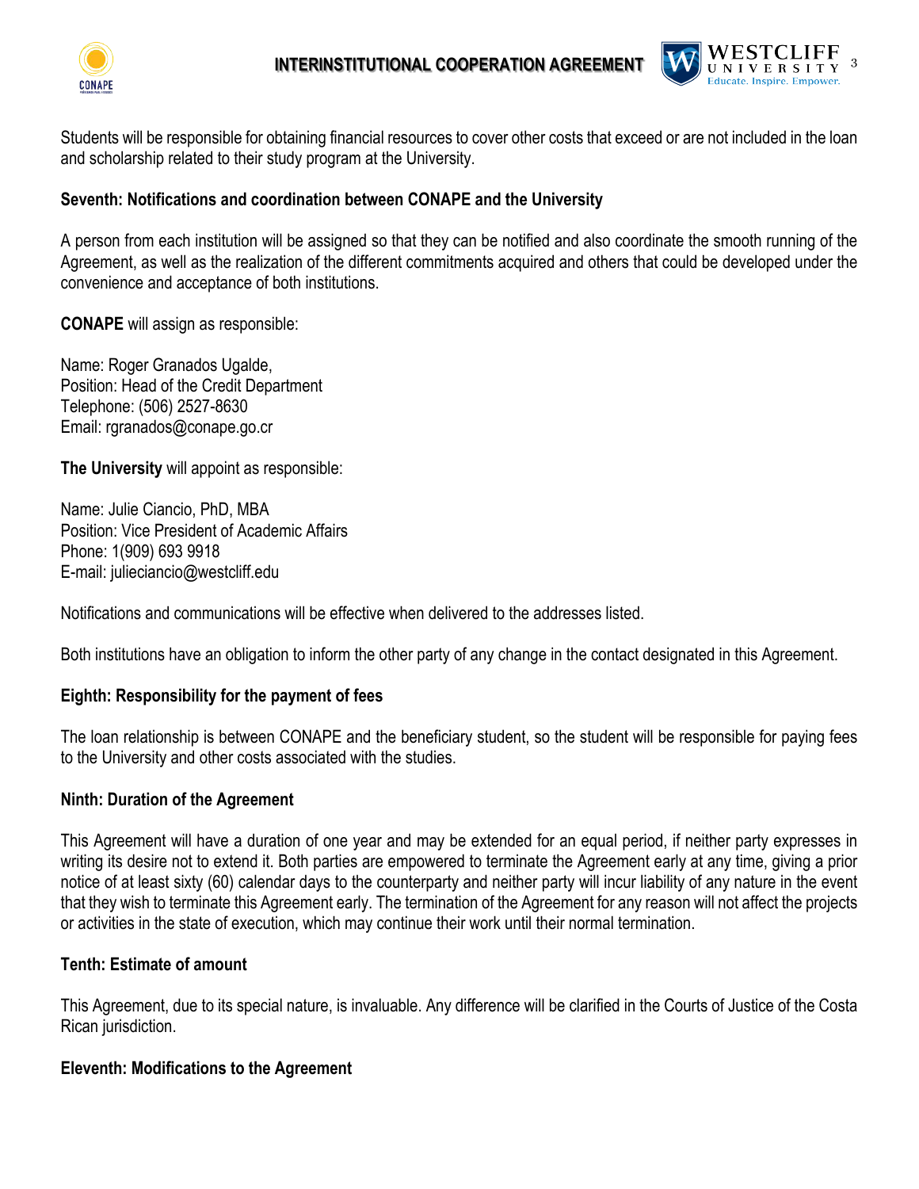Students will be responsible for obtaining financial resources to cover other costs that exceed or are not included in the loan and scholarship related to their study program at the University.

**Seventh: Notifications and coordination between CONAPE and the University**

A person from each institution will be assigned so that they can be notified and also coordinate the smooth running of the Agreement, as well as the realization of the different commitments acquired and others that could be developed under the convenience and acceptance of both institutions.

**CONAPE** will assign as responsible:

Name: Roger Granados Ugalde,
Position: Head of the Credit Department
Telephone: (506) 2527-8630
Email: rgranados@conape.go.cr

**The University** will appoint as responsible:

Name: Julie Ciancio, PhD, MBA
Position: Vice President of Academic Affairs
Phone: 1(909) 693 9918
E-mail: julieciancio@westcliff.edu

Notifications and communications will be effective when delivered to the addresses listed.

Both institutions have an obligation to inform the other party of any change in the contact designated in this Agreement.

**Eighth: Responsibility for the payment of fees**

The loan relationship is between CONAPE and the beneficiary student, so the student will be responsible for paying fees to the University and other costs associated with the studies.

**Ninth: Duration of the Agreement**

This Agreement will have a duration of one year and may be extended for an equal period, if neither party expresses in writing its desire not to extend it. Both parties are empowered to terminate the Agreement early at any time, giving a prior notice of at least sixty (60) calendar days to the counterparty and neither party will incur liability of any nature in the event that they wish to terminate this Agreement early. The termination of the Agreement for any reason will not affect the projects or activities in the state of execution, which may continue their work until their normal termination.

**Tenth: Estimate of amount**

This Agreement, due to its special nature, is invaluable. Any difference will be clarified in the Courts of Justice of the Costa Rican jurisdiction.

**Eleventh: Modifications to the Agreement**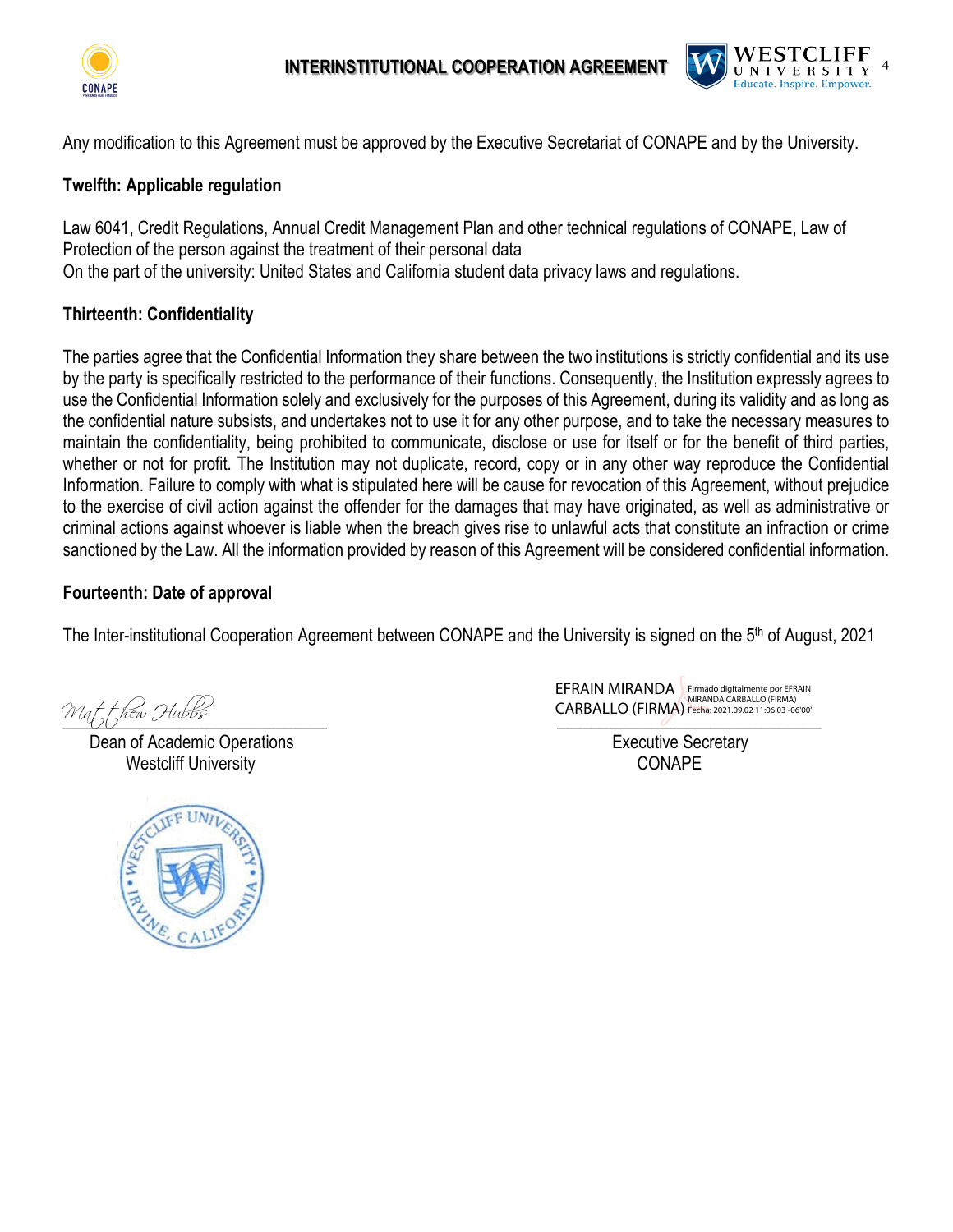Any modification to this Agreement must be approved by the Executive Secretariat of CONAPE and by the University.

**Twelfth: Applicable regulation**

Law 6041, Credit Regulations, Annual Credit Management Plan and other technical regulations of CONAPE, Law of Protection of the person against the treatment of their personal data
On the part of the university: United States and California student data privacy laws and regulations.

**Thirteenth: Confidentiality**

The parties agree that the Confidential Information they share between the two institutions is strictly confidential and its use by the party is specifically restricted to the performance of their functions. Consequently, the Institution expressly agrees to use the Confidential Information solely and exclusively for the purposes of this Agreement, during its validity and as long as the confidential nature subsists, and undertakes not to use it for any other purpose, and to take the necessary measures to maintain the confidentiality, being prohibited to communicate, disclose or use for itself or for the benefit of third parties, whether or not for profit. The Institution may not duplicate, record, copy or in any other way reproduce the Confidential Information. Failure to comply with what is stipulated here will be cause for revocation of this Agreement, without prejudice to the exercise of civil action against the offender for the damages that may have originated, as well as administrative or criminal actions against whoever is liable when the breach gives rise to unlawful acts that constitute an infraction or crime sanctioned by the Law. All the information provided by reason of this Agreement will be considered confidential information.

**Fourteenth: Date of approval**

The Inter-institutional Cooperation Agreement between CONAPE and the University is signed on the 5th of August, 2021

Matthew Hubbs
Dean of Academic Operations
Westcliff University

EFRAIN MIRANDA CARBALLO (FIRMA)
Firmado digitalmente por EFRAIN MIRANDA CARBALLO (FIRMA)
Fecha: 2021.09.02 11:06:03 -06'00'
Executive Secretary
CONAPE

WESTCLIFF UNIVERSITY • IRVINE, CALIFORNIA